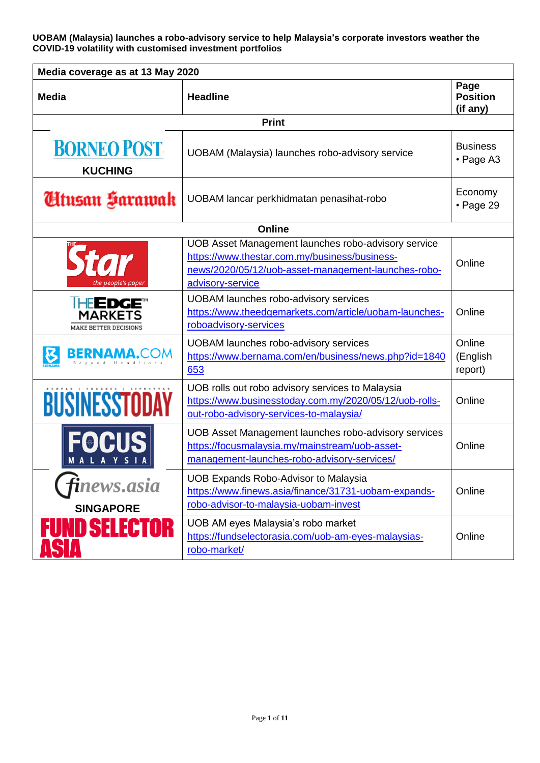**UOBAM (Malaysia) launches a robo-advisory service to help Malaysia's corporate investors weather the COVID-19 volatility with customised investment portfolios**

| Media coverage as at 13 May 2020 | | |
|---|---|---|
| **Media** | **Headline** | **Page Position (if any)** |
| **Print** | | |
| Borneo Post **KUCHING** | UOBAM (Malaysia) launches robo-advisory service | Business • Page A3 |
| Utusan Sarawak | UOBAM lancar perkhidmatan penasihat-robo | Economy • Page 29 |
| **Online** | | |
| The Star the people's paper | UOB Asset Management launches robo-advisory service https://www.thestar.com.my/business/business-news/2020/05/12/uob-asset-management-launches-robo-advisory-service | Online |
| The Edge Markets MAKE BETTER DECISIONS | UOBAM launches robo-advisory services https://www.theedgemarkets.com/article/uobam-launches-roboadvisory-services | Online |
| BERNAMA.COM Beyond Headlines | UOBAM launches robo-advisory services https://www.bernama.com/en/business/news.php?id=1840653 | Online (English report) |
| BusinessToday | UOB rolls out robo advisory services to Malaysia https://www.businesstoday.com.my/2020/05/12/uob-rolls-out-robo-advisory-services-to-malaysia/ | Online |
| Focus Malaysia | UOB Asset Management launches robo-advisory services https://focusmalaysia.my/mainstream/uob-asset-management-launches-robo-advisory-services/ | Online |
| finews.asia **SINGAPORE** | UOB Expands Robo-Advisor to Malaysia https://www.finews.asia/finance/31731-uobam-expands-robo-advisor-to-malaysia-uobam-invest | Online |
| Fund Selector Asia | UOB AM eyes Malaysia's robo market https://fundselectorasia.com/uob-am-eyes-malaysias-robo-market/ | Online |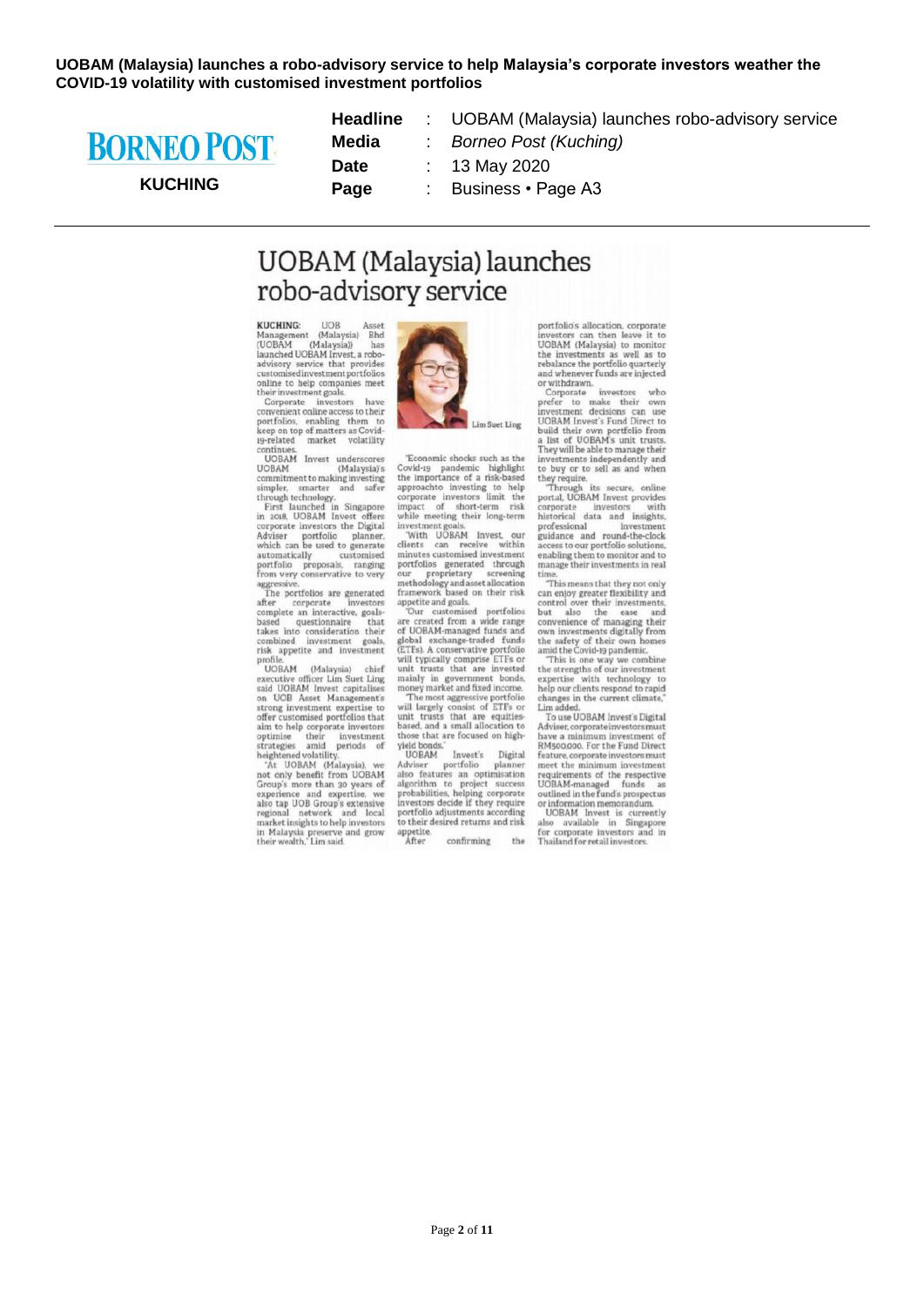**UOBAM (Malaysia) launches a robo-advisory service to help Malaysia's corporate investors weather the COVID-19 volatility with customised investment portfolios**

BORNEO POST
KUCHING

| | | |
|---|---|---|
| **Headline** | : | UOBAM (Malaysia) launches robo-advisory service |
| **Media** | : | *Borneo Post (Kuching)* |
| **Date** | : | 13 May 2020 |
| **Page** | : | Business • Page A3 |

# UOBAM (Malaysia) launches robo-advisory service

**KUCHING:** UOB Asset Management (Malaysia) Bhd (UOBAM (Malaysia)) has launched UOBAM Invest, a robo-advisory service that provides customised investment portfolios online to help companies meet their investment goals.

Corporate investors have convenient online access to their portfolios, enabling them to keep on top of matters as Covid-19-related market volatility continues.

UOBAM Invest underscores UOBAM (Malaysia)'s commitment to making investing simpler, smarter and safer through technology.

First launched in Singapore in 2018, UOBAM Invest offers corporate investors the Digital Adviser portfolio planner, which can be used to generate automatically customised portfolio proposals, ranging from very conservative to very aggressive.

The portfolios are generated after corporate investors complete an interactive, goals-based questionnaire that takes into consideration their combined investment goals, risk appetite and investment profile.

UOBAM (Malaysia) chief executive officer Lim Suet Ling said UOBAM Invest capitalises on UOB Asset Management's strong investment expertise to offer customised portfolios that aim to help corporate investors optimise their investment strategies amid periods of heightened volatility.

"At UOBAM (Malaysia), we not only benefit from UOBAM Group's more than 30 years of experience and expertise, we also tap UOB Group's extensive regional network and local market insights to help investors in Malaysia preserve and grow their wealth," Lim said.

Lim Suet Ling

"Economic shocks such as the Covid-19 pandemic highlight the importance of a risk-based approachto investing to help corporate investors limit the impact of short-term risk while meeting their long-term investment goals.

"With UOBAM Invest, our clients can receive within minutes customised investment portfolios generated through our proprietary screening methodology and asset allocation framework based on their risk appetite and goals.

"Our customised portfolios are created from a wide range of UOBAM-managed funds and global exchange-traded funds (ETFs). A conservative portfolio will typically comprise ETFs or unit trusts that are invested mainly in government bonds, money market and fixed income.

"The most aggressive portfolio will largely consist of ETFs or unit trusts that are equities-based, and a small allocation to those that are focused on high-yield bonds."

UOBAM Invest's Digital Adviser portfolio planner also features an optimisation algorithm to project success probabilities, helping corporate investors decide if they require portfolio adjustments according to their desired returns and risk appetite.

After confirming the portfolio's allocation, corporate investors can then leave it to UOBAM (Malaysia) to monitor the investments as well as to rebalance the portfolio quarterly and whenever funds are injected or withdrawn.

Corporate investors who prefer to make their own investment decisions can use UOBAM Invest's Fund Direct to build their own portfolio from a list of UOBAM's unit trusts. They will be able to manage their investments independently and to buy or to sell as and when they require.

"Through its secure, online portal, UOBAM Invest provides corporate investors with historical data and insights, professional investment guidance and round-the-clock access to our portfolio solutions, enabling them to monitor and to manage their investments in real time.

"This means that they not only can enjoy greater flexibility and control over their investments, but also the ease and convenience of managing their own investments digitally from the safety of their own homes amid the Covid-19 pandemic.

"This is one way we combine the strengths of our investment expertise with technology to help our clients respond to rapid changes in the current climate," Lim added.

To use UOBAM Invest's Digital Adviser, corporate investors must have a minimum investment of RM500,000. For the Fund Direct feature, corporate investors must meet the minimum investment requirements of the respective UOBAM-managed funds as outlined in the fund's prospectus or information memorandum.

UOBAM Invest is currently also available in Singapore for corporate investors and in Thailand for retail investors.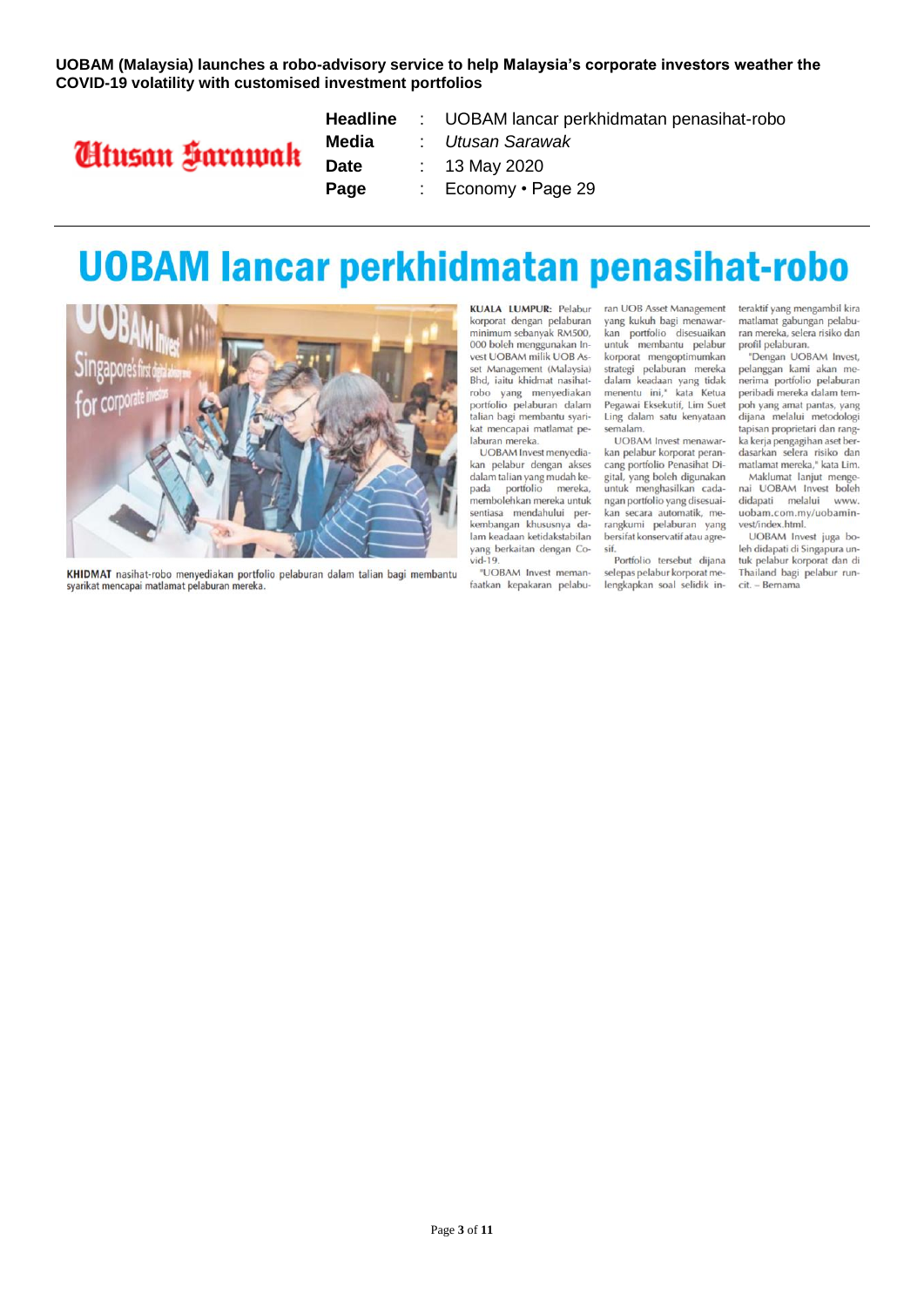**UOBAM (Malaysia) launches a robo-advisory service to help Malaysia's corporate investors weather the COVID-19 volatility with customised investment portfolios**

Utusan Sarawak

| | | |
|---|---|---|
| **Headline** | : | UOBAM lancar perkhidmatan penasihat-robo |
| **Media** | : | *Utusan Sarawak* |
| **Date** | : | 13 May 2020 |
| **Page** | : | Economy • Page 29 |

# UOBAM lancar perkhidmatan penasihat-robo

**KHIDMAT** nasihat-robo menyediakan portfolio pelaburan dalam talian bagi membantu syarikat mencapai matlamat pelaburan mereka.

**KUALA LUMPUR:** Pelabur korporat dengan pelaburan minimum sebanyak RM500, 000 boleh menggunakan Invest UOBAM milik UOB Asset Management (Malaysia) Bhd, iaitu khidmat nasihat-robo yang menyediakan portfolio pelaburan dalam talian bagi membantu syarikat mencapai matlamat pelaburan mereka.

UOBAM Invest menyediakan pelabur dengan akses dalam talian yang mudah kepada portfolio mereka, membolehkan mereka untuk sentiasa mendahului perkembangan khususnya dalam keadaan ketidakstabilan yang berkaitan dengan Covid-19.

"UOBAM Invest memanfaatkan kepakaran pelaburan UOB Asset Management yang kukuh bagi menawarkan portfolio disesuaikan untuk membantu pelabur korporat mengoptimumkan strategi pelaburan mereka dalam keadaan yang tidak menentu ini," kata Ketua Pegawai Eksekutif, Lim Suet Ling dalam satu kenyataan semalam.

UOBAM Invest menawarkan pelabur korporat perancang portfolio Penasihat Digital, yang boleh digunakan untuk menghasilkan cadangan portfolio yang disesuaikan secara automatik, merangkumi pelaburan yang bersifat konservatif atau agresif.

Portfolio tersebut dijana selepas pelabur korporat melengkapkan soal selidik interaktif yang mengambil kira matlamat gabungan pelaburan mereka, selera risiko dan profil pelaburan.

"Dengan UOBAM Invest, pelanggan kami akan menerima portfolio pelaburan peribadi mereka dalam tempoh yang amat pantas, yang dijana melalui metodologi tapisan proprietari dan rangka kerja pengagihan aset berdasarkan selera risiko dan matlamat mereka," kata Lim.

Maklumat lanjut mengenai UOBAM Invest boleh didapati melalui www.uobam.com.my/uobaminvest/index.html.

UOBAM Invest juga boleh didapati di Singapura untuk pelabur korporat dan di Thailand bagi pelabur runcit. – Bernama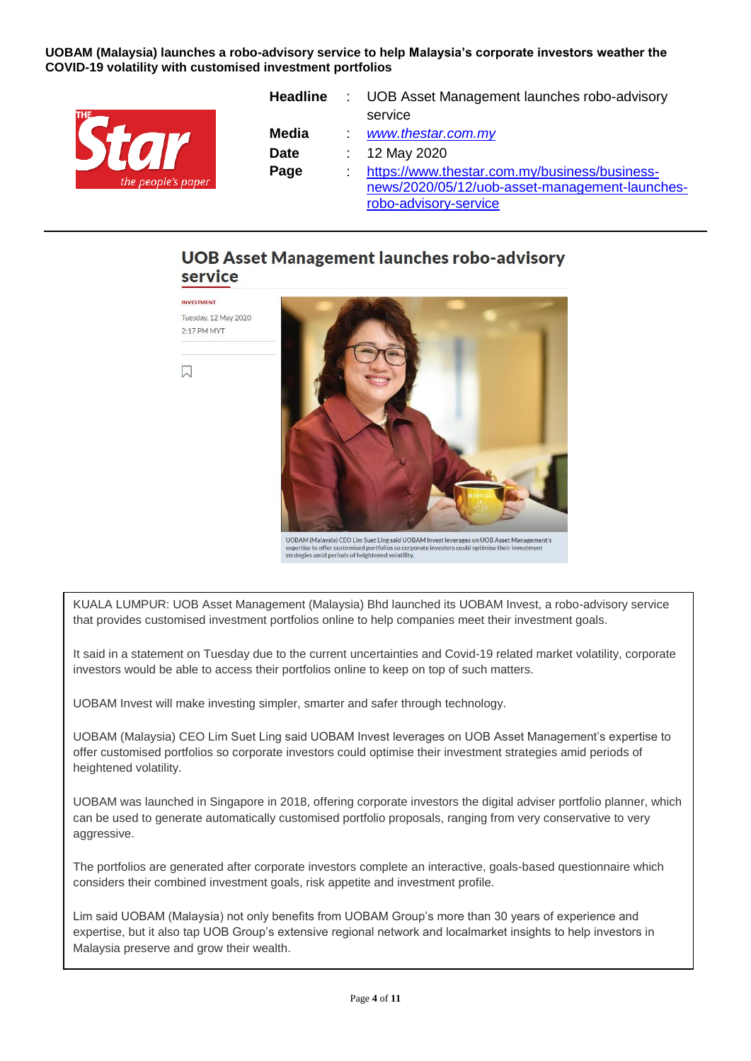**UOBAM (Malaysia) launches a robo-advisory service to help Malaysia's corporate investors weather the COVID-19 volatility with customised investment portfolios**

| | | |
|---|---|---|
| **Headline** | : | UOB Asset Management launches robo-advisory service |
| **Media** | : | *www.thestar.com.my* |
| **Date** | : | 12 May 2020 |
| **Page** | : | https://www.thestar.com.my/business/business-news/2020/05/12/uob-asset-management-launches-robo-advisory-service |

## UOB Asset Management launches robo-advisory service

INVESTMENT

Tuesday, 12 May 2020
2:17 PM MYT

UOBAM (Malaysia) CEO Lim Suet Ling said UOBAM Invest leverages on UOB Asset Management's expertise to offer customised portfolios so corporate investors could optimise their investment strategies amid periods of heightened volatility.

KUALA LUMPUR: UOB Asset Management (Malaysia) Bhd launched its UOBAM Invest, a robo-advisory service that provides customised investment portfolios online to help companies meet their investment goals.

It said in a statement on Tuesday due to the current uncertainties and Covid-19 related market volatility, corporate investors would be able to access their portfolios online to keep on top of such matters.

UOBAM Invest will make investing simpler, smarter and safer through technology.

UOBAM (Malaysia) CEO Lim Suet Ling said UOBAM Invest leverages on UOB Asset Management's expertise to offer customised portfolios so corporate investors could optimise their investment strategies amid periods of heightened volatility.

UOBAM was launched in Singapore in 2018, offering corporate investors the digital adviser portfolio planner, which can be used to generate automatically customised portfolio proposals, ranging from very conservative to very aggressive.

The portfolios are generated after corporate investors complete an interactive, goals-based questionnaire which considers their combined investment goals, risk appetite and investment profile.

Lim said UOBAM (Malaysia) not only benefits from UOBAM Group's more than 30 years of experience and expertise, but it also tap UOB Group's extensive regional network and localmarket insights to help investors in Malaysia preserve and grow their wealth.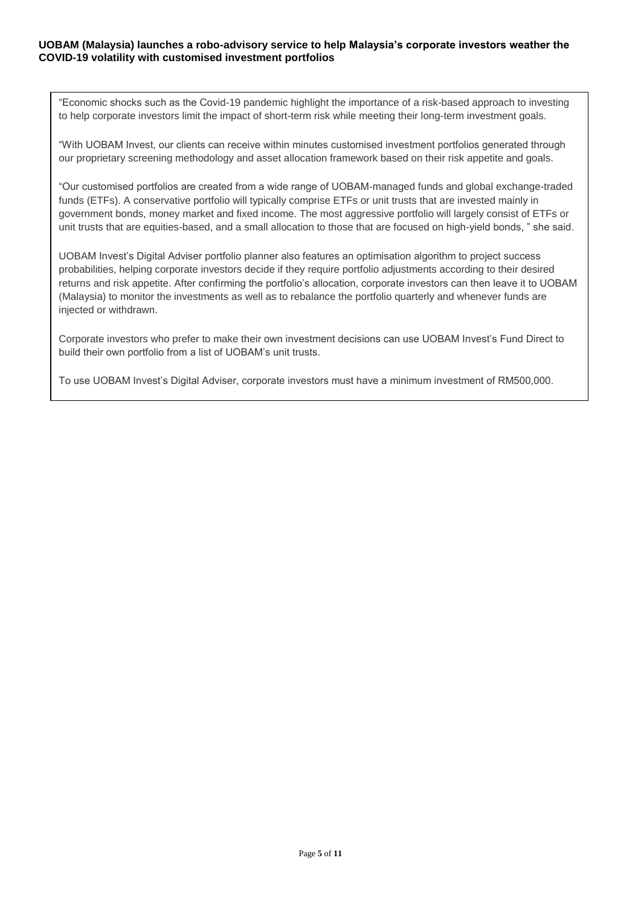**UOBAM (Malaysia) launches a robo-advisory service to help Malaysia's corporate investors weather the COVID-19 volatility with customised investment portfolios**

"Economic shocks such as the Covid-19 pandemic highlight the importance of a risk-based approach to investing to help corporate investors limit the impact of short-term risk while meeting their long-term investment goals.

"With UOBAM Invest, our clients can receive within minutes customised investment portfolios generated through our proprietary screening methodology and asset allocation framework based on their risk appetite and goals.

"Our customised portfolios are created from a wide range of UOBAM-managed funds and global exchange-traded funds (ETFs). A conservative portfolio will typically comprise ETFs or unit trusts that are invested mainly in government bonds, money market and fixed income. The most aggressive portfolio will largely consist of ETFs or unit trusts that are equities-based, and a small allocation to those that are focused on high-yield bonds, " she said.

UOBAM Invest's Digital Adviser portfolio planner also features an optimisation algorithm to project success probabilities, helping corporate investors decide if they require portfolio adjustments according to their desired returns and risk appetite. After confirming the portfolio's allocation, corporate investors can then leave it to UOBAM (Malaysia) to monitor the investments as well as to rebalance the portfolio quarterly and whenever funds are injected or withdrawn.

Corporate investors who prefer to make their own investment decisions can use UOBAM Invest's Fund Direct to build their own portfolio from a list of UOBAM's unit trusts.

To use UOBAM Invest's Digital Adviser, corporate investors must have a minimum investment of RM500,000.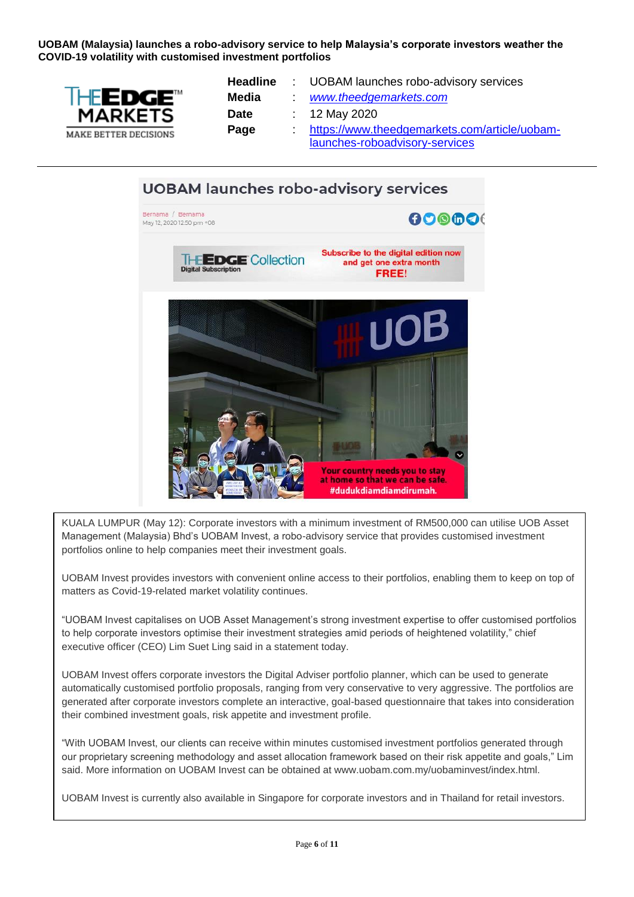**UOBAM (Malaysia) launches a robo-advisory service to help Malaysia's corporate investors weather the COVID-19 volatility with customised investment portfolios**

| | | |
|---|---|---|
| **Headline** | : | UOBAM launches robo-advisory services |
| **Media** | : | www.theedgemarkets.com |
| **Date** | : | 12 May 2020 |
| **Page** | : | https://www.theedgemarkets.com/article/uobam-launches-roboadvisory-services |

## UOBAM launches robo-advisory services

Bernama / Bernama
May 12, 2020 12:50 pm +08

KUALA LUMPUR (May 12): Corporate investors with a minimum investment of RM500,000 can utilise UOB Asset Management (Malaysia) Bhd's UOBAM Invest, a robo-advisory service that provides customised investment portfolios online to help companies meet their investment goals.

UOBAM Invest provides investors with convenient online access to their portfolios, enabling them to keep on top of matters as Covid-19-related market volatility continues.

"UOBAM Invest capitalises on UOB Asset Management's strong investment expertise to offer customised portfolios to help corporate investors optimise their investment strategies amid periods of heightened volatility," chief executive officer (CEO) Lim Suet Ling said in a statement today.

UOBAM Invest offers corporate investors the Digital Adviser portfolio planner, which can be used to generate automatically customised portfolio proposals, ranging from very conservative to very aggressive. The portfolios are generated after corporate investors complete an interactive, goal-based questionnaire that takes into consideration their combined investment goals, risk appetite and investment profile.

"With UOBAM Invest, our clients can receive within minutes customised investment portfolios generated through our proprietary screening methodology and asset allocation framework based on their risk appetite and goals," Lim said. More information on UOBAM Invest can be obtained at www.uobam.com.my/uobaminvest/index.html.

UOBAM Invest is currently also available in Singapore for corporate investors and in Thailand for retail investors.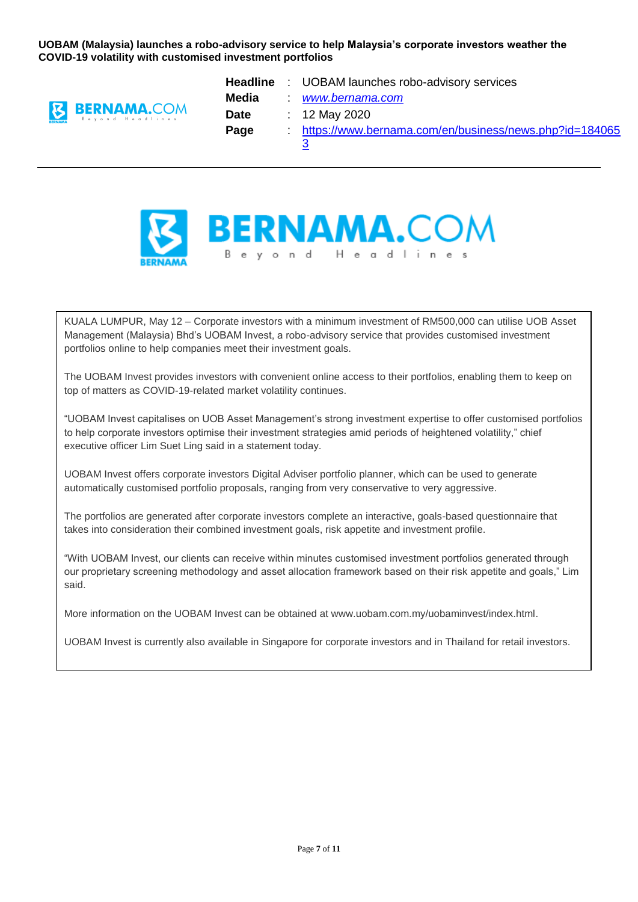**UOBAM (Malaysia) launches a robo-advisory service to help Malaysia's corporate investors weather the COVID-19 volatility with customised investment portfolios**

| | | |
|---|---|---|
| **Headline** | : | UOBAM launches robo-advisory services |
| **Media** | : | *www.bernama.com* |
| **Date** | : | 12 May 2020 |
| **Page** | : | https://www.bernama.com/en/business/news.php?id=1840653 |

---

KUALA LUMPUR, May 12 – Corporate investors with a minimum investment of RM500,000 can utilise UOB Asset Management (Malaysia) Bhd's UOBAM Invest, a robo-advisory service that provides customised investment portfolios online to help companies meet their investment goals.

The UOBAM Invest provides investors with convenient online access to their portfolios, enabling them to keep on top of matters as COVID-19-related market volatility continues.

"UOBAM Invest capitalises on UOB Asset Management's strong investment expertise to offer customised portfolios to help corporate investors optimise their investment strategies amid periods of heightened volatility," chief executive officer Lim Suet Ling said in a statement today.

UOBAM Invest offers corporate investors Digital Adviser portfolio planner, which can be used to generate automatically customised portfolio proposals, ranging from very conservative to very aggressive.

The portfolios are generated after corporate investors complete an interactive, goals-based questionnaire that takes into consideration their combined investment goals, risk appetite and investment profile.

"With UOBAM Invest, our clients can receive within minutes customised investment portfolios generated through our proprietary screening methodology and asset allocation framework based on their risk appetite and goals," Lim said.

More information on the UOBAM Invest can be obtained at www.uobam.com.my/uobaminvest/index.html.

UOBAM Invest is currently also available in Singapore for corporate investors and in Thailand for retail investors.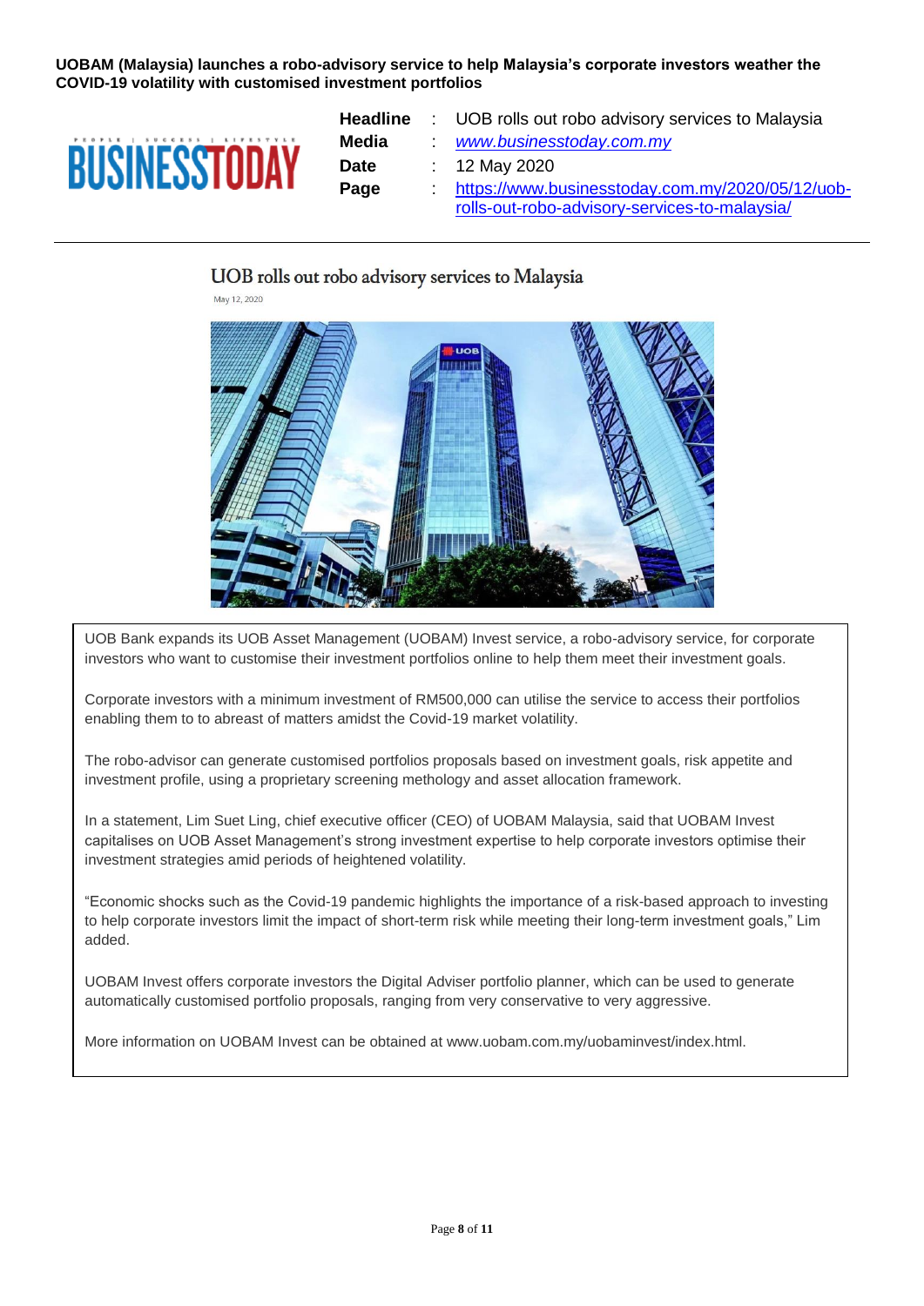**UOBAM (Malaysia) launches a robo-advisory service to help Malaysia's corporate investors weather the COVID-19 volatility with customised investment portfolios**

| | | |
|---|---|---|
| **Headline** | : | UOB rolls out robo advisory services to Malaysia |
| **Media** | : | www.businesstoday.com.my |
| **Date** | : | 12 May 2020 |
| **Page** | : | https://www.businesstoday.com.my/2020/05/12/uob-rolls-out-robo-advisory-services-to-malaysia/ |

## UOB rolls out robo advisory services to Malaysia

May 12, 2020

UOB Bank expands its UOB Asset Management (UOBAM) Invest service, a robo-advisory service, for corporate investors who want to customise their investment portfolios online to help them meet their investment goals.

Corporate investors with a minimum investment of RM500,000 can utilise the service to access their portfolios enabling them to to abreast of matters amidst the Covid-19 market volatility.

The robo-advisor can generate customised portfolios proposals based on investment goals, risk appetite and investment profile, using a proprietary screening methology and asset allocation framework.

In a statement, Lim Suet Ling, chief executive officer (CEO) of UOBAM Malaysia, said that UOBAM Invest capitalises on UOB Asset Management's strong investment expertise to help corporate investors optimise their investment strategies amid periods of heightened volatility.

"Economic shocks such as the Covid-19 pandemic highlights the importance of a risk-based approach to investing to help corporate investors limit the impact of short-term risk while meeting their long-term investment goals," Lim added.

UOBAM Invest offers corporate investors the Digital Adviser portfolio planner, which can be used to generate automatically customised portfolio proposals, ranging from very conservative to very aggressive.

More information on UOBAM Invest can be obtained at www.uobam.com.my/uobaminvest/index.html.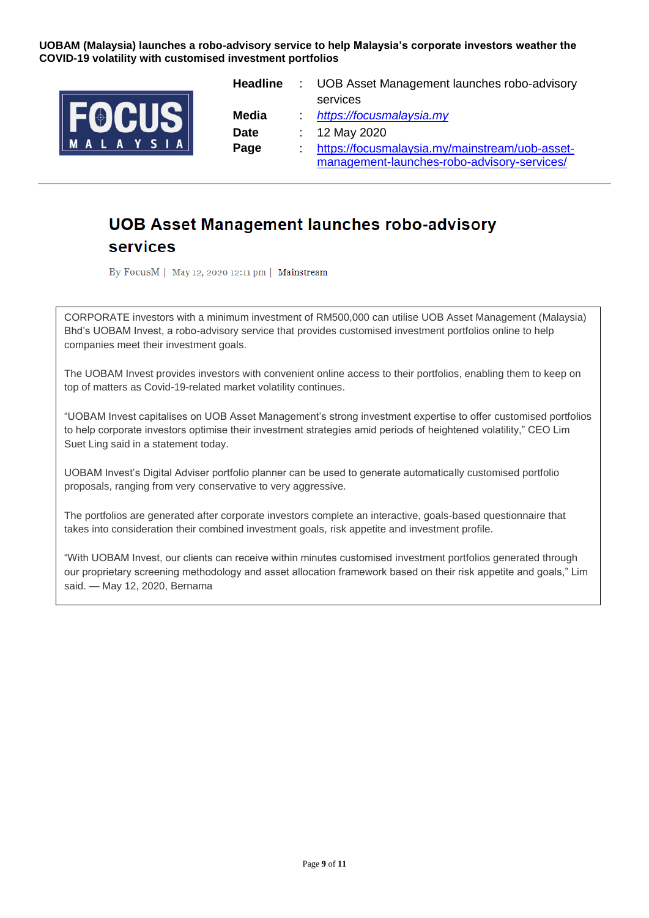**UOBAM (Malaysia) launches a robo-advisory service to help Malaysia's corporate investors weather the COVID-19 volatility with customised investment portfolios**

| | | |
|---|---|---|
| **Headline** | : | UOB Asset Management launches robo-advisory services |
| **Media** | : | *https://focusmalaysia.my* |
| **Date** | : | 12 May 2020 |
| **Page** | : | https://focusmalaysia.my/mainstream/uob-asset-management-launches-robo-advisory-services/ |

---

# UOB Asset Management launches robo-advisory services

By FocusM | May 12, 2020 12:11 pm | Mainstream

CORPORATE investors with a minimum investment of RM500,000 can utilise UOB Asset Management (Malaysia) Bhd's UOBAM Invest, a robo-advisory service that provides customised investment portfolios online to help companies meet their investment goals.

The UOBAM Invest provides investors with convenient online access to their portfolios, enabling them to keep on top of matters as Covid-19-related market volatility continues.

"UOBAM Invest capitalises on UOB Asset Management's strong investment expertise to offer customised portfolios to help corporate investors optimise their investment strategies amid periods of heightened volatility," CEO Lim Suet Ling said in a statement today.

UOBAM Invest's Digital Adviser portfolio planner can be used to generate automatically customised portfolio proposals, ranging from very conservative to very aggressive.

The portfolios are generated after corporate investors complete an interactive, goals-based questionnaire that takes into consideration their combined investment goals, risk appetite and investment profile.

"With UOBAM Invest, our clients can receive within minutes customised investment portfolios generated through our proprietary screening methodology and asset allocation framework based on their risk appetite and goals," Lim said. — May 12, 2020, Bernama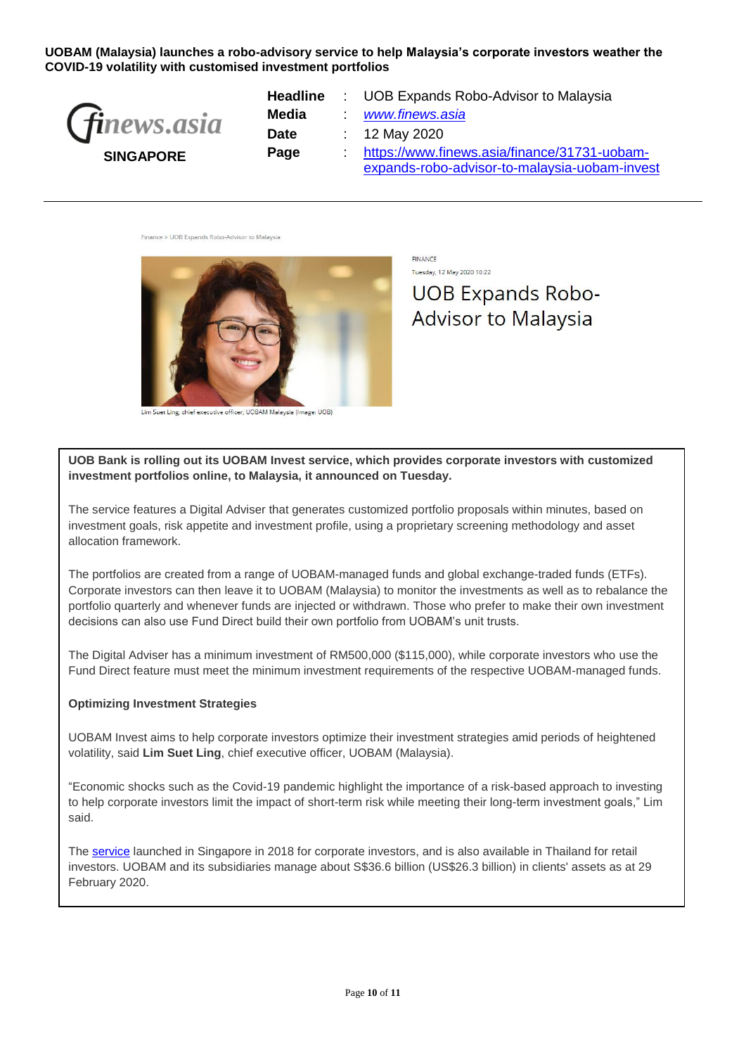**UOBAM (Malaysia) launches a robo-advisory service to help Malaysia's corporate investors weather the COVID-19 volatility with customised investment portfolios**

finews.asia

**SINGAPORE**

| | | |
|---|---|---|
| **Headline** | : | UOB Expands Robo-Advisor to Malaysia |
| **Media** | : | *www.finews.asia* |
| **Date** | : | 12 May 2020 |
| **Page** | : | https://www.finews.asia/finance/31731-uobam-expands-robo-advisor-to-malaysia-uobam-invest |

---

Finance > UOB Expands Robo-Advisor to Malaysia

Lim Suet Ling, chief executive officer, UOBAM Malaysia (Image: UOB)

FINANCE

Tuesday, 12 May 2020 10:22

# UOB Expands Robo-Advisor to Malaysia

**UOB Bank is rolling out its UOBAM Invest service, which provides corporate investors with customized investment portfolios online, to Malaysia, it announced on Tuesday.**

The service features a Digital Adviser that generates customized portfolio proposals within minutes, based on investment goals, risk appetite and investment profile, using a proprietary screening methodology and asset allocation framework.

The portfolios are created from a range of UOBAM-managed funds and global exchange-traded funds (ETFs). Corporate investors can then leave it to UOBAM (Malaysia) to monitor the investments as well as to rebalance the portfolio quarterly and whenever funds are injected or withdrawn. Those who prefer to make their own investment decisions can also use Fund Direct build their own portfolio from UOBAM's unit trusts.

The Digital Adviser has a minimum investment of RM500,000 ($115,000), while corporate investors who use the Fund Direct feature must meet the minimum investment requirements of the respective UOBAM-managed funds.

**Optimizing Investment Strategies**

UOBAM Invest aims to help corporate investors optimize their investment strategies amid periods of heightened volatility, said **Lim Suet Ling**, chief executive officer, UOBAM (Malaysia).

"Economic shocks such as the Covid-19 pandemic highlight the importance of a risk-based approach to investing to help corporate investors limit the impact of short-term risk while meeting their long-term investment goals," Lim said.

The service launched in Singapore in 2018 for corporate investors, and is also available in Thailand for retail investors. UOBAM and its subsidiaries manage about S$36.6 billion (US$26.3 billion) in clients' assets as at 29 February 2020.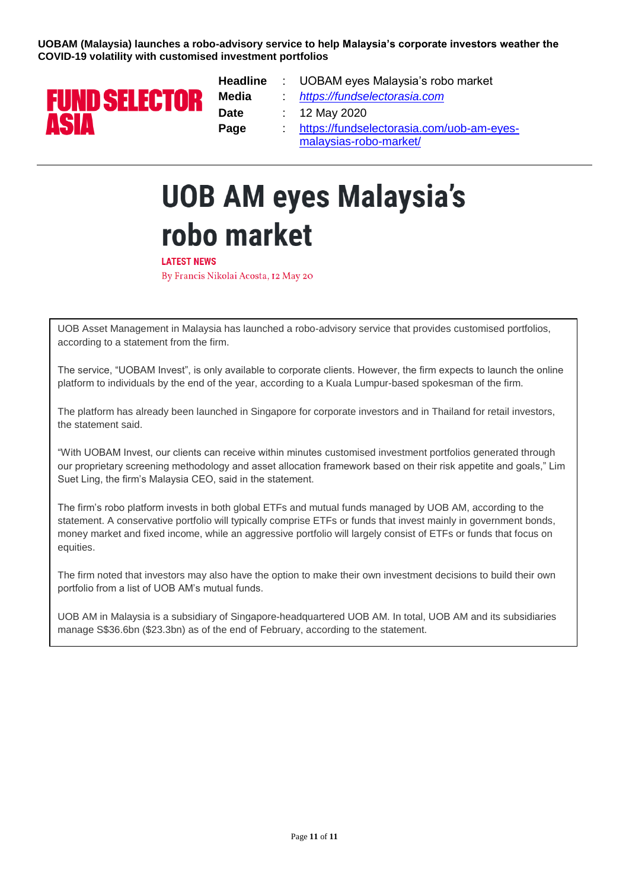**UOBAM (Malaysia) launches a robo-advisory service to help Malaysia's corporate investors weather the COVID-19 volatility with customised investment portfolios**

FUND SELECTOR ASIA

| | | |
|---|---|---|
| **Headline** | : | UOBAM eyes Malaysia's robo market |
| **Media** | : | *https://fundselectorasia.com* |
| **Date** | : | 12 May 2020 |
| **Page** | : | https://fundselectorasia.com/uob-am-eyes-malaysias-robo-market/ |

# UOB AM eyes Malaysia's robo market

**LATEST NEWS**

By Francis Nikolai Acosta, 12 May 20

UOB Asset Management in Malaysia has launched a robo-advisory service that provides customised portfolios, according to a statement from the firm.

The service, "UOBAM Invest", is only available to corporate clients. However, the firm expects to launch the online platform to individuals by the end of the year, according to a Kuala Lumpur-based spokesman of the firm.

The platform has already been launched in Singapore for corporate investors and in Thailand for retail investors, the statement said.

"With UOBAM Invest, our clients can receive within minutes customised investment portfolios generated through our proprietary screening methodology and asset allocation framework based on their risk appetite and goals," Lim Suet Ling, the firm's Malaysia CEO, said in the statement.

The firm's robo platform invests in both global ETFs and mutual funds managed by UOB AM, according to the statement. A conservative portfolio will typically comprise ETFs or funds that invest mainly in government bonds, money market and fixed income, while an aggressive portfolio will largely consist of ETFs or funds that focus on equities.

The firm noted that investors may also have the option to make their own investment decisions to build their own portfolio from a list of UOB AM's mutual funds.

UOB AM in Malaysia is a subsidiary of Singapore-headquartered UOB AM. In total, UOB AM and its subsidiaries manage S$36.6bn ($23.3bn) as of the end of February, according to the statement.